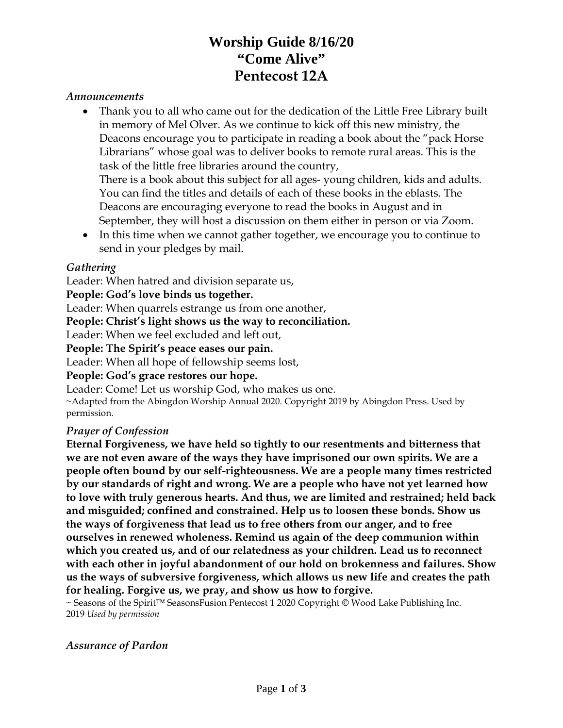# Worship Guide 8/16/20
# "Come Alive"
# Pentecost 12A

### *Announcements*

- Thank you to all who came out for the dedication of the Little Free Library built in memory of Mel Olver. As we continue to kick off this new ministry, the Deacons encourage you to participate in reading a book about the "pack Horse Librarians" whose goal was to deliver books to remote rural areas. This is the task of the little free libraries around the country,
  There is a book about this subject for all ages- young children, kids and adults. You can find the titles and details of each of these books in the eblasts. The Deacons are encouraging everyone to read the books in August and in September, they will host a discussion on them either in person or via Zoom.
- In this time when we cannot gather together, we encourage you to continue to send in your pledges by mail.

### *Gathering*

Leader: When hatred and division separate us,
**People: God's love binds us together.**
Leader: When quarrels estrange us from one another,
**People: Christ's light shows us the way to reconciliation.**
Leader: When we feel excluded and left out,
**People: The Spirit's peace eases our pain.**
Leader: When all hope of fellowship seems lost,
**People: God's grace restores our hope.**
Leader: Come! Let us worship God, who makes us one.

~Adapted from the Abingdon Worship Annual 2020. Copyright 2019 by Abingdon Press. Used by permission.

### *Prayer of Confession*

**Eternal Forgiveness, we have held so tightly to our resentments and bitterness that we are not even aware of the ways they have imprisoned our own spirits. We are a people often bound by our self-righteousness. We are a people many times restricted by our standards of right and wrong. We are a people who have not yet learned how to love with truly generous hearts. And thus, we are limited and restrained; held back and misguided; confined and constrained. Help us to loosen these bonds. Show us the ways of forgiveness that lead us to free others from our anger, and to free ourselves in renewed wholeness. Remind us again of the deep communion within which you created us, and of our relatedness as your children. Lead us to reconnect with each other in joyful abandonment of our hold on brokenness and failures. Show us the ways of subversive forgiveness, which allows us new life and creates the path for healing. Forgive us, we pray, and show us how to forgive.**

~ Seasons of the Spirit™ SeasonsFusion Pentecost 1 2020 Copyright © Wood Lake Publishing Inc. 2019 *Used by permission*

### *Assurance of Pardon*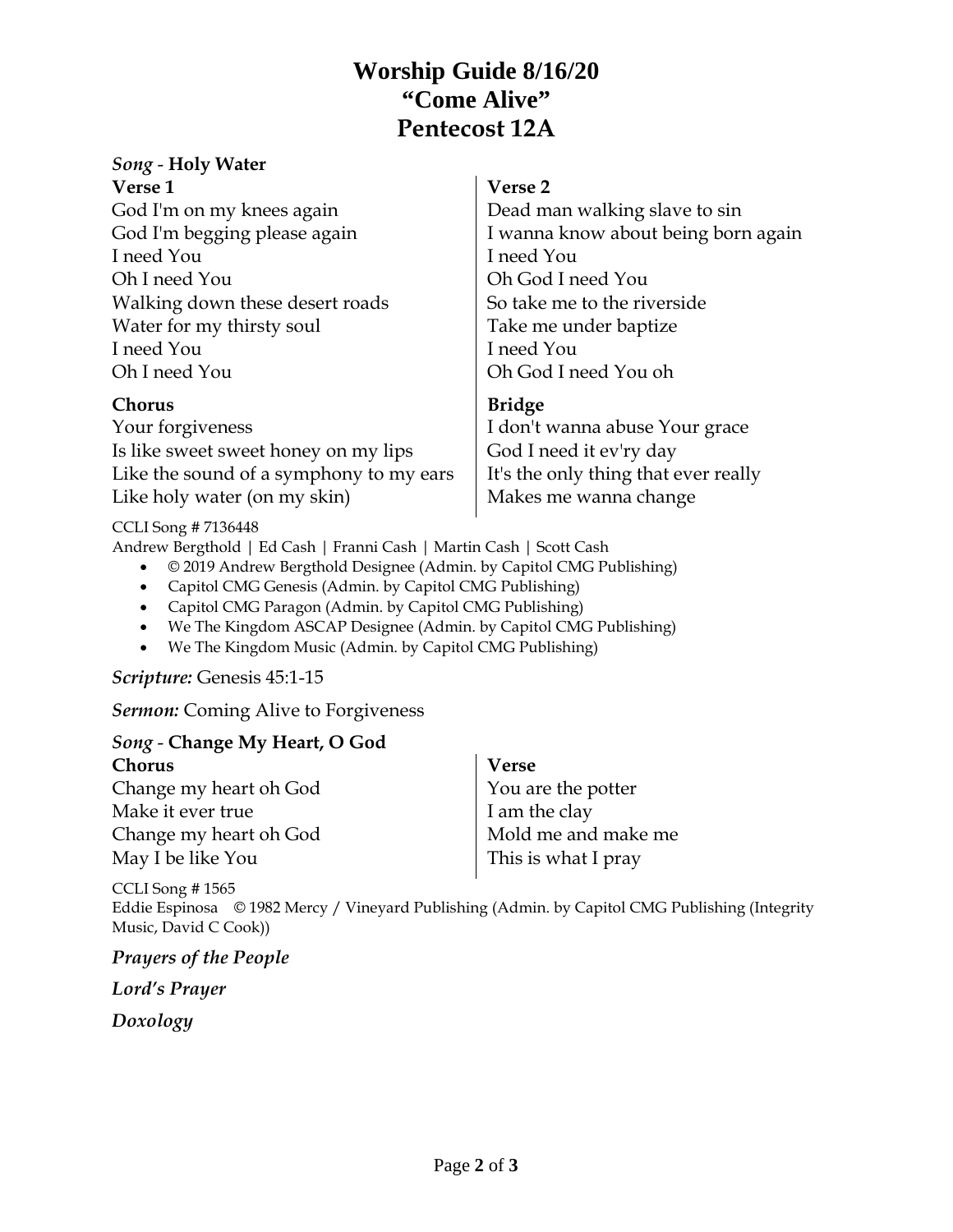# Worship Guide 8/16/20
# "Come Alive"
# Pentecost 12A

*Song* - **Holy Water**

**Verse 1**
God I'm on my knees again
God I'm begging please again
I need You
Oh I need You
Walking down these desert roads
Water for my thirsty soul
I need You
Oh I need You

**Chorus**
Your forgiveness
Is like sweet sweet honey on my lips
Like the sound of a symphony to my ears
Like holy water (on my skin)

**Verse 2**
Dead man walking slave to sin
I wanna know about being born again
I need You
Oh God I need You
So take me to the riverside
Take me under baptize
I need You
Oh God I need You oh

**Bridge**
I don't wanna abuse Your grace
God I need it ev'ry day
It's the only thing that ever really
Makes me wanna change

CCLI Song # 7136448
Andrew Bergthold | Ed Cash | Franni Cash | Martin Cash | Scott Cash

- © 2019 Andrew Bergthold Designee (Admin. by Capitol CMG Publishing)
- Capitol CMG Genesis (Admin. by Capitol CMG Publishing)
- Capitol CMG Paragon (Admin. by Capitol CMG Publishing)
- We The Kingdom ASCAP Designee (Admin. by Capitol CMG Publishing)
- We The Kingdom Music (Admin. by Capitol CMG Publishing)

***Scripture:*** Genesis 45:1-15

***Sermon:*** Coming Alive to Forgiveness

*Song* - **Change My Heart, O God**

**Chorus**
Change my heart oh God
Make it ever true
Change my heart oh God
May I be like You

**Verse**
You are the potter
I am the clay
Mold me and make me
This is what I pray

CCLI Song # 1565
Eddie Espinosa © 1982 Mercy / Vineyard Publishing (Admin. by Capitol CMG Publishing (Integrity Music, David C Cook))

***Prayers of the People***

***Lord's Prayer***

***Doxology***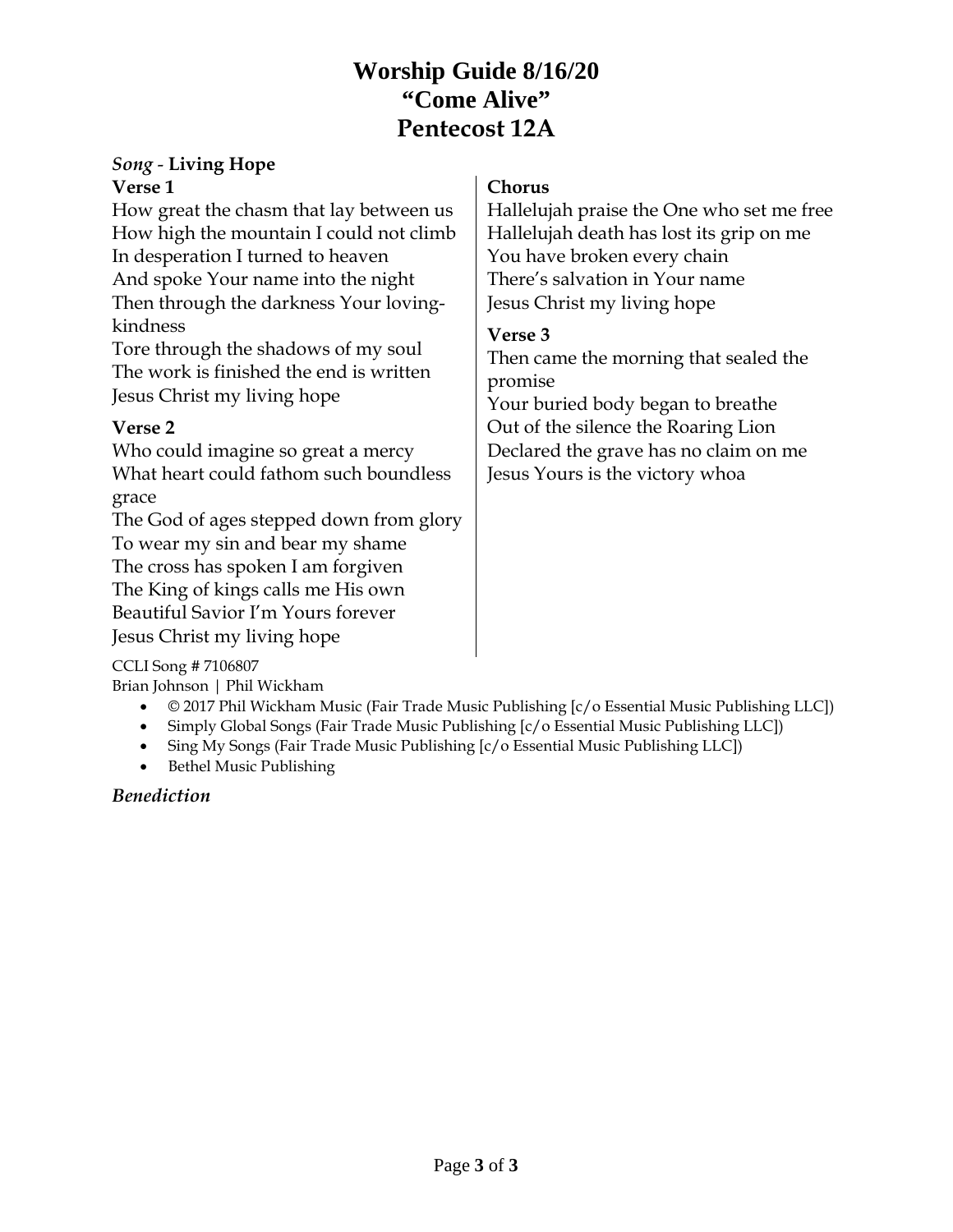# Worship Guide 8/16/20
# "Come Alive"
# Pentecost 12A

*Song* - **Living Hope**

**Verse 1**

How great the chasm that lay between us
How high the mountain I could not climb
In desperation I turned to heaven
And spoke Your name into the night
Then through the darkness Your loving-kindness
Tore through the shadows of my soul
The work is finished the end is written
Jesus Christ my living hope

**Verse 2**

Who could imagine so great a mercy
What heart could fathom such boundless grace
The God of ages stepped down from glory
To wear my sin and bear my shame
The cross has spoken I am forgiven
The King of kings calls me His own
Beautiful Savior I'm Yours forever
Jesus Christ my living hope

**Chorus**

Hallelujah praise the One who set me free
Hallelujah death has lost its grip on me
You have broken every chain
There's salvation in Your name
Jesus Christ my living hope

**Verse 3**

Then came the morning that sealed the promise
Your buried body began to breathe
Out of the silence the Roaring Lion
Declared the grave has no claim on me
Jesus Yours is the victory whoa

CCLI Song # 7106807
Brian Johnson | Phil Wickham

- © 2017 Phil Wickham Music (Fair Trade Music Publishing [c/o Essential Music Publishing LLC])
- Simply Global Songs (Fair Trade Music Publishing [c/o Essential Music Publishing LLC])
- Sing My Songs (Fair Trade Music Publishing [c/o Essential Music Publishing LLC])
- Bethel Music Publishing

***Benediction***